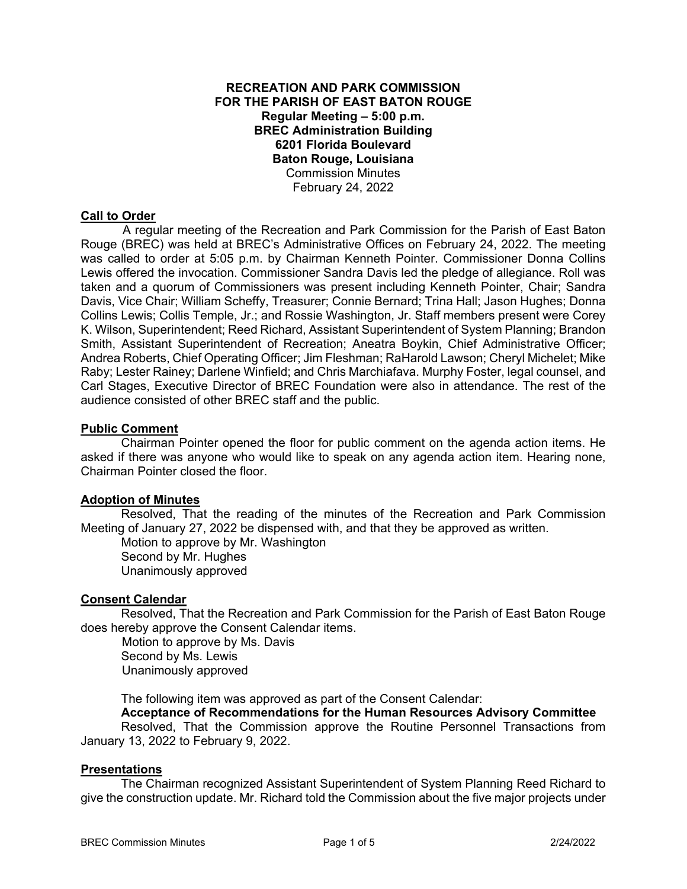# RECREATION AND PARK COMMISSION FOR THE PARISH OF EAST BATON ROUGE

**Regular Meeting – 5:00 p.m.**
**BREC Administration Building**
**6201 Florida Boulevard**
**Baton Rouge, Louisiana**
Commission Minutes
February 24, 2022

## Call to Order

A regular meeting of the Recreation and Park Commission for the Parish of East Baton Rouge (BREC) was held at BREC's Administrative Offices on February 24, 2022. The meeting was called to order at 5:05 p.m. by Chairman Kenneth Pointer. Commissioner Donna Collins Lewis offered the invocation. Commissioner Sandra Davis led the pledge of allegiance. Roll was taken and a quorum of Commissioners was present including Kenneth Pointer, Chair; Sandra Davis, Vice Chair; William Scheffy, Treasurer; Connie Bernard; Trina Hall; Jason Hughes; Donna Collins Lewis; Collis Temple, Jr.; and Rossie Washington, Jr. Staff members present were Corey K. Wilson, Superintendent; Reed Richard, Assistant Superintendent of System Planning; Brandon Smith, Assistant Superintendent of Recreation; Aneatra Boykin, Chief Administrative Officer; Andrea Roberts, Chief Operating Officer; Jim Fleshman; RaHarold Lawson; Cheryl Michelet; Mike Raby; Lester Rainey; Darlene Winfield; and Chris Marchiafava. Murphy Foster, legal counsel, and Carl Stages, Executive Director of BREC Foundation were also in attendance. The rest of the audience consisted of other BREC staff and the public.

## Public Comment

Chairman Pointer opened the floor for public comment on the agenda action items. He asked if there was anyone who would like to speak on any agenda action item. Hearing none, Chairman Pointer closed the floor.

## Adoption of Minutes

Resolved, That the reading of the minutes of the Recreation and Park Commission Meeting of January 27, 2022 be dispensed with, and that they be approved as written.

Motion to approve by Mr. Washington
Second by Mr. Hughes
Unanimously approved

## Consent Calendar

Resolved, That the Recreation and Park Commission for the Parish of East Baton Rouge does hereby approve the Consent Calendar items.

Motion to approve by Ms. Davis
Second by Ms. Lewis
Unanimously approved

The following item was approved as part of the Consent Calendar:

**Acceptance of Recommendations for the Human Resources Advisory Committee**

Resolved, That the Commission approve the Routine Personnel Transactions from January 13, 2022 to February 9, 2022.

## Presentations

The Chairman recognized Assistant Superintendent of System Planning Reed Richard to give the construction update. Mr. Richard told the Commission about the five major projects under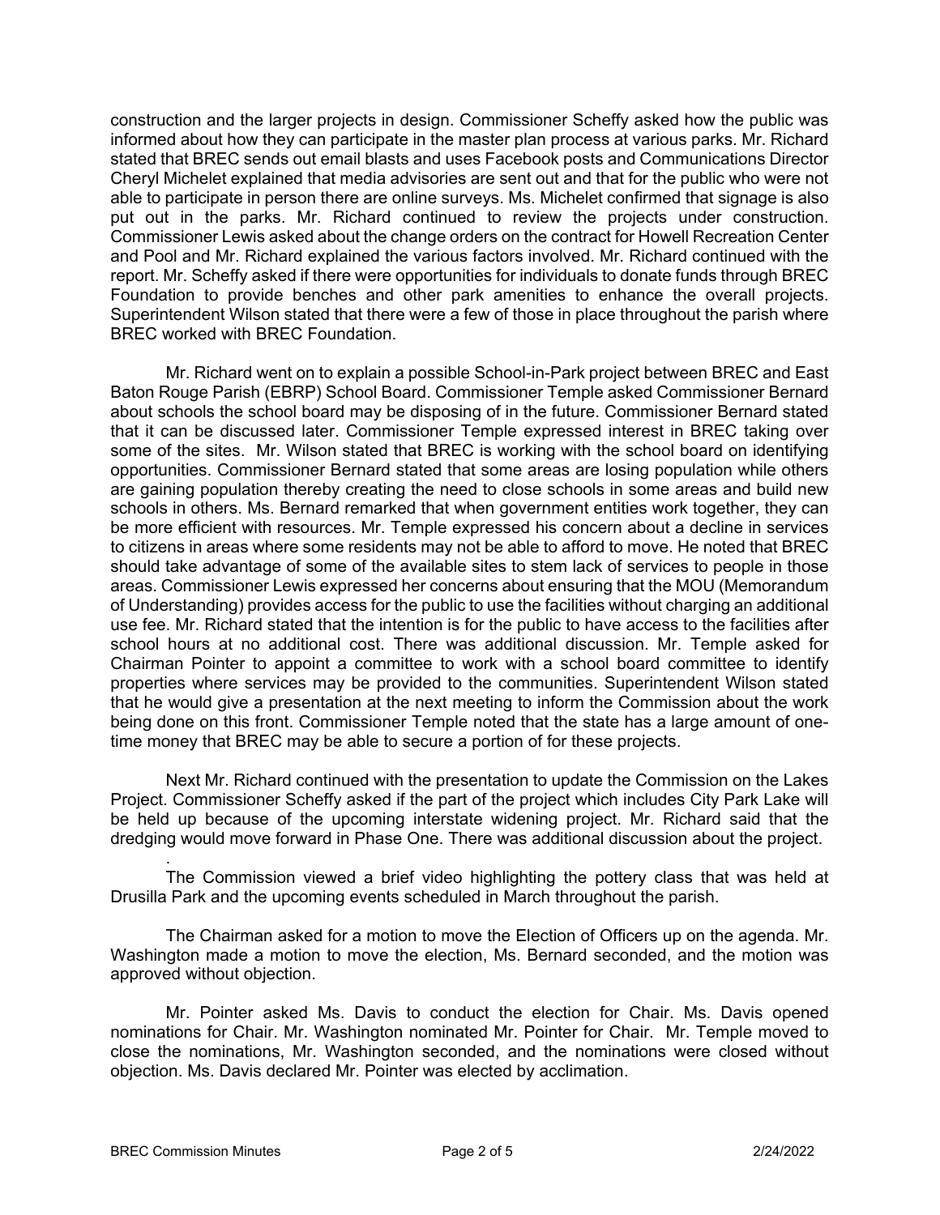construction and the larger projects in design. Commissioner Scheffy asked how the public was informed about how they can participate in the master plan process at various parks. Mr. Richard stated that BREC sends out email blasts and uses Facebook posts and Communications Director Cheryl Michelet explained that media advisories are sent out and that for the public who were not able to participate in person there are online surveys. Ms. Michelet confirmed that signage is also put out in the parks. Mr. Richard continued to review the projects under construction. Commissioner Lewis asked about the change orders on the contract for Howell Recreation Center and Pool and Mr. Richard explained the various factors involved. Mr. Richard continued with the report. Mr. Scheffy asked if there were opportunities for individuals to donate funds through BREC Foundation to provide benches and other park amenities to enhance the overall projects. Superintendent Wilson stated that there were a few of those in place throughout the parish where BREC worked with BREC Foundation.

Mr. Richard went on to explain a possible School-in-Park project between BREC and East Baton Rouge Parish (EBRP) School Board. Commissioner Temple asked Commissioner Bernard about schools the school board may be disposing of in the future. Commissioner Bernard stated that it can be discussed later. Commissioner Temple expressed interest in BREC taking over some of the sites. Mr. Wilson stated that BREC is working with the school board on identifying opportunities. Commissioner Bernard stated that some areas are losing population while others are gaining population thereby creating the need to close schools in some areas and build new schools in others. Ms. Bernard remarked that when government entities work together, they can be more efficient with resources. Mr. Temple expressed his concern about a decline in services to citizens in areas where some residents may not be able to afford to move. He noted that BREC should take advantage of some of the available sites to stem lack of services to people in those areas. Commissioner Lewis expressed her concerns about ensuring that the MOU (Memorandum of Understanding) provides access for the public to use the facilities without charging an additional use fee. Mr. Richard stated that the intention is for the public to have access to the facilities after school hours at no additional cost. There was additional discussion. Mr. Temple asked for Chairman Pointer to appoint a committee to work with a school board committee to identify properties where services may be provided to the communities. Superintendent Wilson stated that he would give a presentation at the next meeting to inform the Commission about the work being done on this front. Commissioner Temple noted that the state has a large amount of one-time money that BREC may be able to secure a portion of for these projects.

Next Mr. Richard continued with the presentation to update the Commission on the Lakes Project. Commissioner Scheffy asked if the part of the project which includes City Park Lake will be held up because of the upcoming interstate widening project. Mr. Richard said that the dredging would move forward in Phase One. There was additional discussion about the project.

.

The Commission viewed a brief video highlighting the pottery class that was held at Drusilla Park and the upcoming events scheduled in March throughout the parish.

The Chairman asked for a motion to move the Election of Officers up on the agenda. Mr. Washington made a motion to move the election, Ms. Bernard seconded, and the motion was approved without objection.

Mr. Pointer asked Ms. Davis to conduct the election for Chair. Ms. Davis opened nominations for Chair. Mr. Washington nominated Mr. Pointer for Chair. Mr. Temple moved to close the nominations, Mr. Washington seconded, and the nominations were closed without objection. Ms. Davis declared Mr. Pointer was elected by acclimation.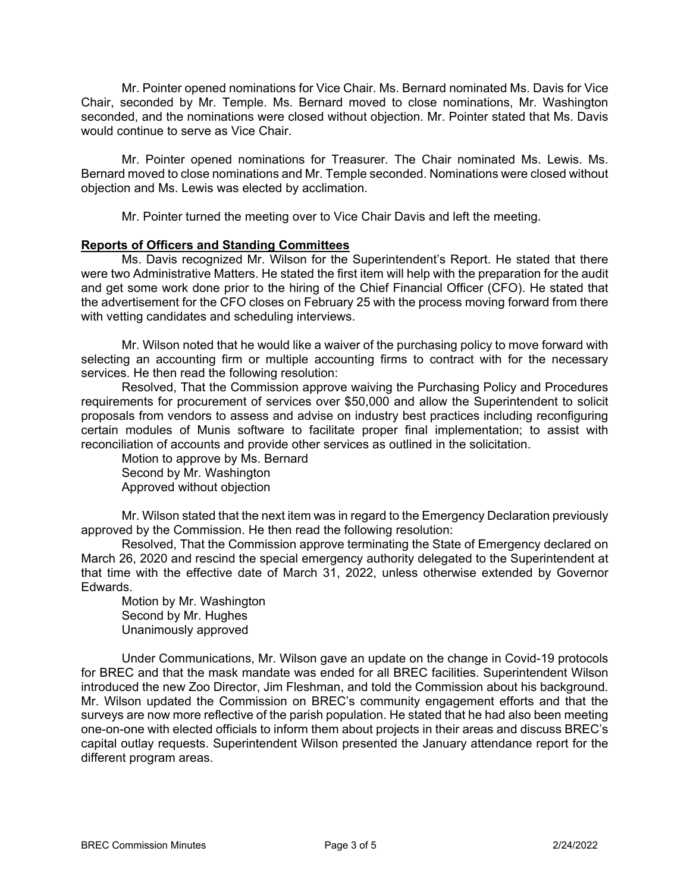Mr. Pointer opened nominations for Vice Chair. Ms. Bernard nominated Ms. Davis for Vice Chair, seconded by Mr. Temple. Ms. Bernard moved to close nominations, Mr. Washington seconded, and the nominations were closed without objection. Mr. Pointer stated that Ms. Davis would continue to serve as Vice Chair.

Mr. Pointer opened nominations for Treasurer. The Chair nominated Ms. Lewis. Ms. Bernard moved to close nominations and Mr. Temple seconded. Nominations were closed without objection and Ms. Lewis was elected by acclimation.

Mr. Pointer turned the meeting over to Vice Chair Davis and left the meeting.

**Reports of Officers and Standing Committees**

Ms. Davis recognized Mr. Wilson for the Superintendent's Report. He stated that there were two Administrative Matters. He stated the first item will help with the preparation for the audit and get some work done prior to the hiring of the Chief Financial Officer (CFO). He stated that the advertisement for the CFO closes on February 25 with the process moving forward from there with vetting candidates and scheduling interviews.

Mr. Wilson noted that he would like a waiver of the purchasing policy to move forward with selecting an accounting firm or multiple accounting firms to contract with for the necessary services. He then read the following resolution:

Resolved, That the Commission approve waiving the Purchasing Policy and Procedures requirements for procurement of services over $50,000 and allow the Superintendent to solicit proposals from vendors to assess and advise on industry best practices including reconfiguring certain modules of Munis software to facilitate proper final implementation; to assist with reconciliation of accounts and provide other services as outlined in the solicitation.

Motion to approve by Ms. Bernard
Second by Mr. Washington
Approved without objection

Mr. Wilson stated that the next item was in regard to the Emergency Declaration previously approved by the Commission. He then read the following resolution:

Resolved, That the Commission approve terminating the State of Emergency declared on March 26, 2020 and rescind the special emergency authority delegated to the Superintendent at that time with the effective date of March 31, 2022, unless otherwise extended by Governor Edwards.

Motion by Mr. Washington
Second by Mr. Hughes
Unanimously approved

Under Communications, Mr. Wilson gave an update on the change in Covid-19 protocols for BREC and that the mask mandate was ended for all BREC facilities. Superintendent Wilson introduced the new Zoo Director, Jim Fleshman, and told the Commission about his background. Mr. Wilson updated the Commission on BREC's community engagement efforts and that the surveys are now more reflective of the parish population. He stated that he had also been meeting one-on-one with elected officials to inform them about projects in their areas and discuss BREC's capital outlay requests. Superintendent Wilson presented the January attendance report for the different program areas.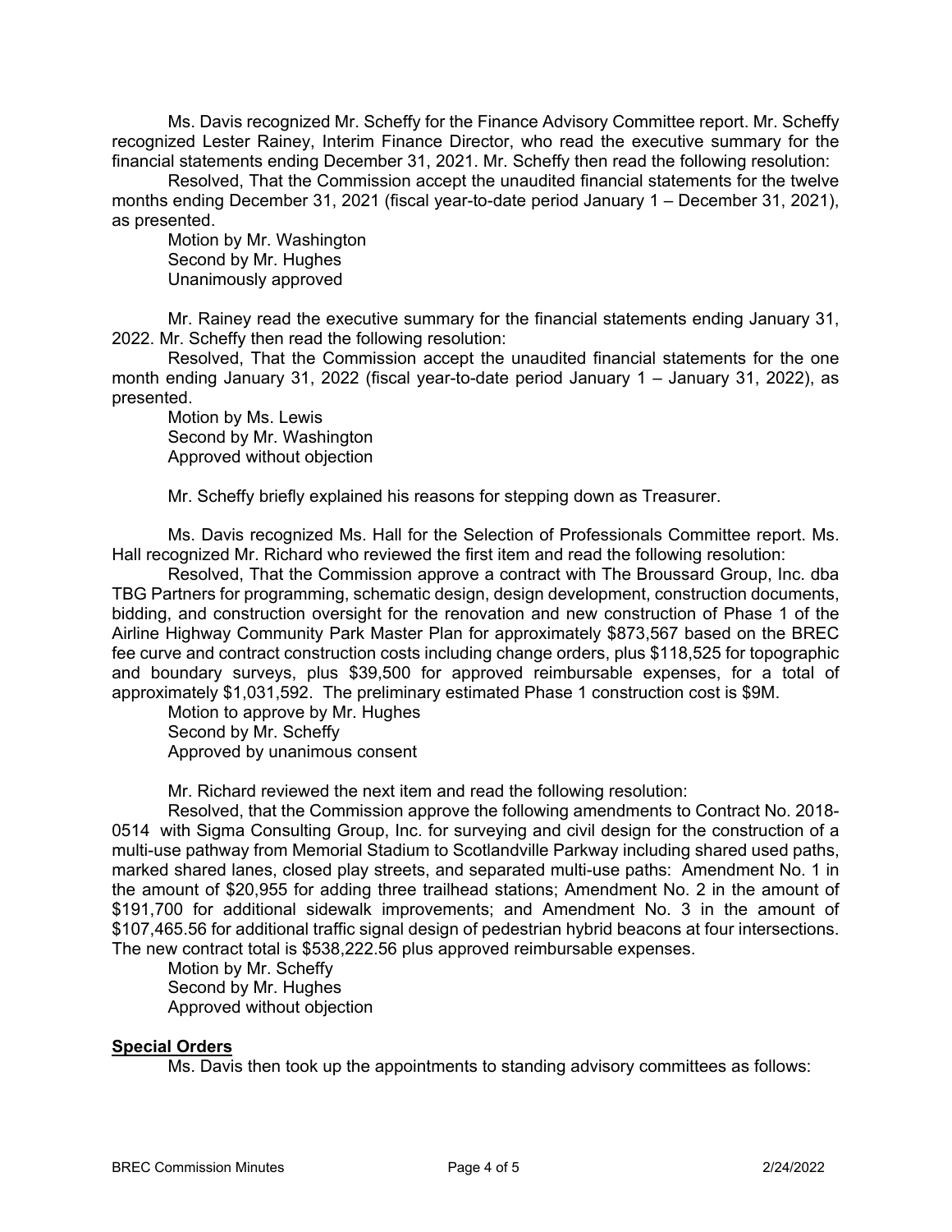Ms. Davis recognized Mr. Scheffy for the Finance Advisory Committee report. Mr. Scheffy recognized Lester Rainey, Interim Finance Director, who read the executive summary for the financial statements ending December 31, 2021. Mr. Scheffy then read the following resolution:

Resolved, That the Commission accept the unaudited financial statements for the twelve months ending December 31, 2021 (fiscal year-to-date period January 1 – December 31, 2021), as presented.

Motion by Mr. Washington
Second by Mr. Hughes
Unanimously approved

Mr. Rainey read the executive summary for the financial statements ending January 31, 2022. Mr. Scheffy then read the following resolution:

Resolved, That the Commission accept the unaudited financial statements for the one month ending January 31, 2022 (fiscal year-to-date period January 1 – January 31, 2022), as presented.

Motion by Ms. Lewis
Second by Mr. Washington
Approved without objection

Mr. Scheffy briefly explained his reasons for stepping down as Treasurer.

Ms. Davis recognized Ms. Hall for the Selection of Professionals Committee report. Ms. Hall recognized Mr. Richard who reviewed the first item and read the following resolution:

Resolved, That the Commission approve a contract with The Broussard Group, Inc. dba TBG Partners for programming, schematic design, design development, construction documents, bidding, and construction oversight for the renovation and new construction of Phase 1 of the Airline Highway Community Park Master Plan for approximately $873,567 based on the BREC fee curve and contract construction costs including change orders, plus $118,525 for topographic and boundary surveys, plus $39,500 for approved reimbursable expenses, for a total of approximately $1,031,592. The preliminary estimated Phase 1 construction cost is $9M.

Motion to approve by Mr. Hughes
Second by Mr. Scheffy
Approved by unanimous consent

Mr. Richard reviewed the next item and read the following resolution:

Resolved, that the Commission approve the following amendments to Contract No. 2018-0514 with Sigma Consulting Group, Inc. for surveying and civil design for the construction of a multi-use pathway from Memorial Stadium to Scotlandville Parkway including shared used paths, marked shared lanes, closed play streets, and separated multi-use paths: Amendment No. 1 in the amount of $20,955 for adding three trailhead stations; Amendment No. 2 in the amount of $191,700 for additional sidewalk improvements; and Amendment No. 3 in the amount of $107,465.56 for additional traffic signal design of pedestrian hybrid beacons at four intersections. The new contract total is $538,222.56 plus approved reimbursable expenses.

Motion by Mr. Scheffy
Second by Mr. Hughes
Approved without objection

## Special Orders

Ms. Davis then took up the appointments to standing advisory committees as follows: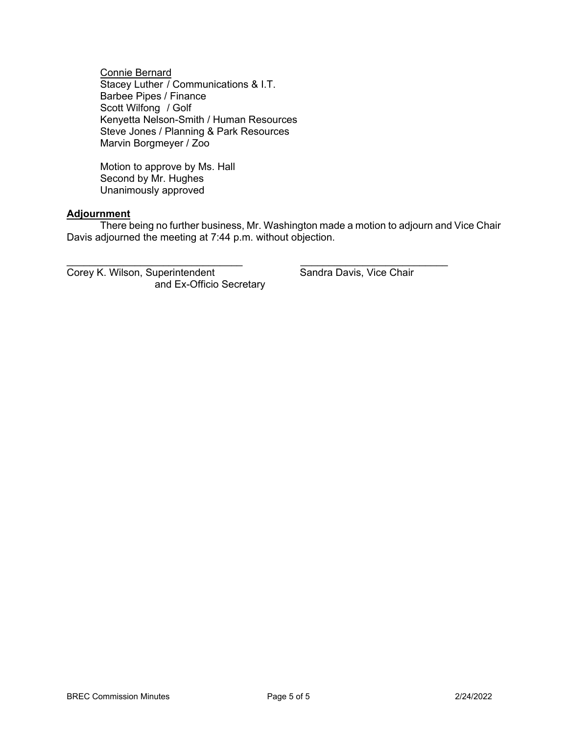Connie Bernard
Stacey Luther / Communications & I.T.
Barbee Pipes / Finance
Scott Wilfong / Golf
Kenyetta Nelson-Smith / Human Resources
Steve Jones / Planning & Park Resources
Marvin Borgmeyer / Zoo

Motion to approve by Ms. Hall
Second by Mr. Hughes
Unanimously approved

**Adjournment**

There being no further business, Mr. Washington made a motion to adjourn and Vice Chair Davis adjourned the meeting at 7:44 p.m. without objection.

\_\_\_\_\_\_\_\_\_\_\_\_\_\_\_\_\_\_\_\_\_\_\_\_\_\_\_\_\_\_
Corey K. Wilson, Superintendent
and Ex-Officio Secretary

\_\_\_\_\_\_\_\_\_\_\_\_\_\_\_\_\_\_\_\_\_\_\_\_\_\_\_\_\_\_
Sandra Davis, Vice Chair